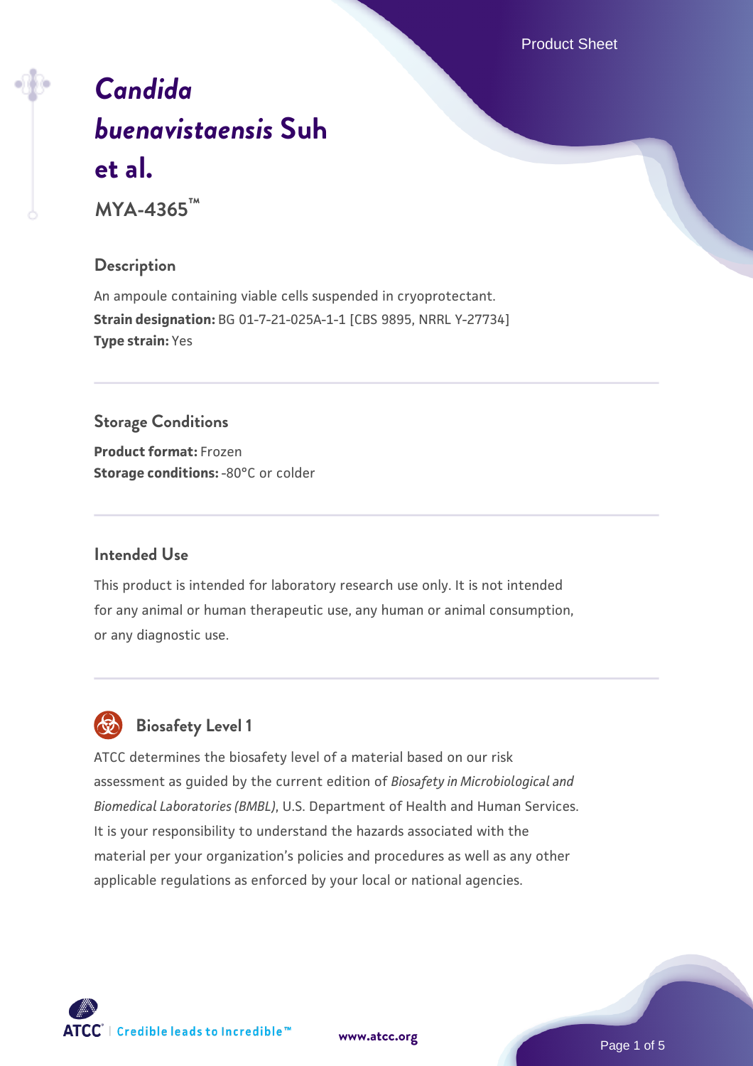# *Candida buenavistaensis* Suh et al.

**MYA-4365™**

## Description

An ampoule containing viable cells suspended in cryoprotectant.

**Strain designation:** BG 01-7-21-025A-1-1 [CBS 9895, NRRL Y-27734]

**Type strain:** Yes

## Storage Conditions

**Product format:** Frozen

**Storage conditions:** -80°C or colder

## Intended Use

This product is intended for laboratory research use only. It is not intended for any animal or human therapeutic use, any human or animal consumption, or any diagnostic use.

## Biosafety Level 1

ATCC determines the biosafety level of a material based on our risk assessment as guided by the current edition of *Biosafety in Microbiological and Biomedical Laboratories (BMBL)*, U.S. Department of Health and Human Services. It is your responsibility to understand the hazards associated with the material per your organization's policies and procedures as well as any other applicable regulations as enforced by your local or national agencies.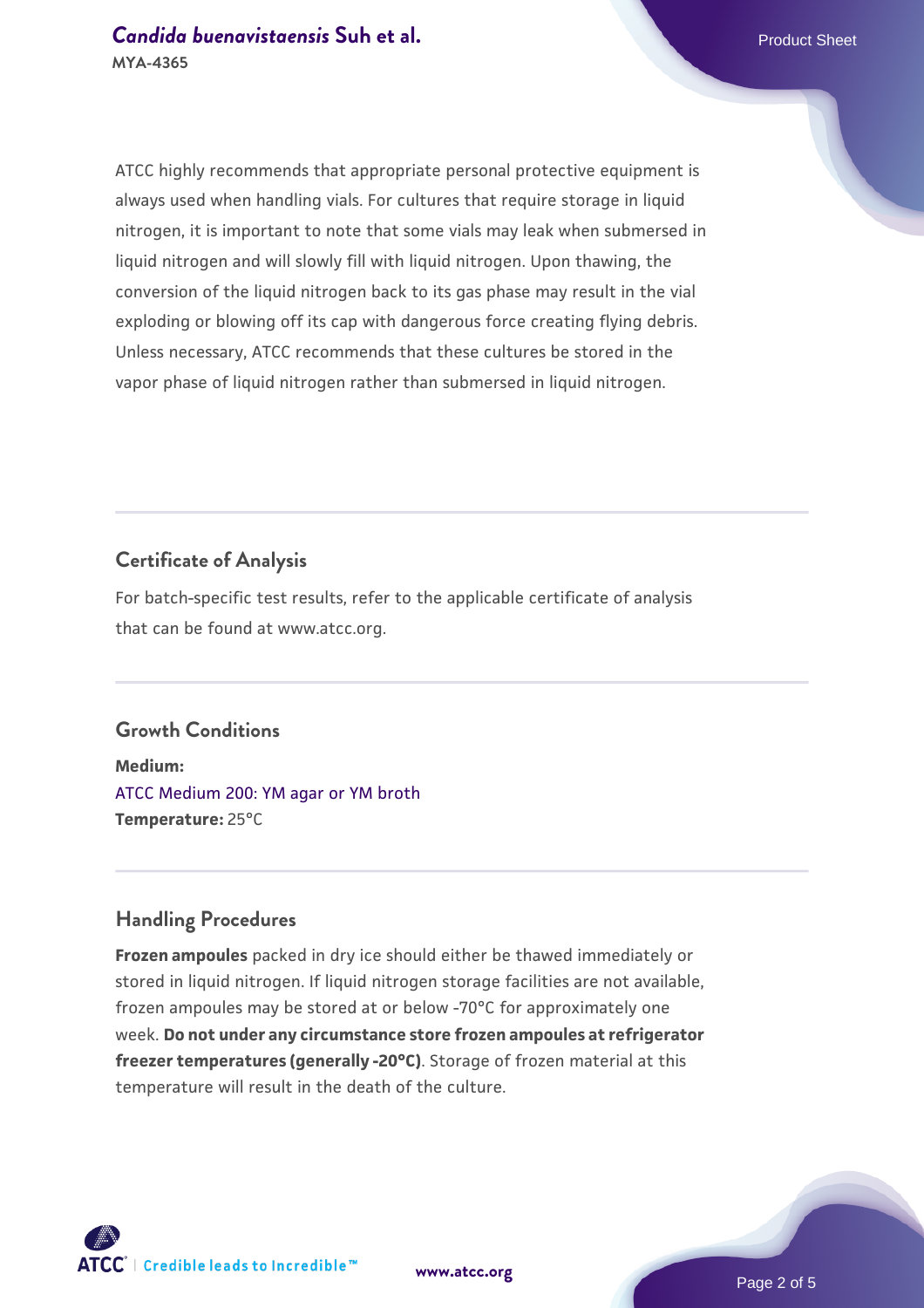ATCC highly recommends that appropriate personal protective equipment is always used when handling vials. For cultures that require storage in liquid nitrogen, it is important to note that some vials may leak when submersed in liquid nitrogen and will slowly fill with liquid nitrogen. Upon thawing, the conversion of the liquid nitrogen back to its gas phase may result in the vial exploding or blowing off its cap with dangerous force creating flying debris. Unless necessary, ATCC recommends that these cultures be stored in the vapor phase of liquid nitrogen rather than submersed in liquid nitrogen.

## Certificate of Analysis

For batch-specific test results, refer to the applicable certificate of analysis that can be found at www.atcc.org.

## Growth Conditions

**Medium:**
ATCC Medium 200: YM agar or YM broth
**Temperature:** 25°C

## Handling Procedures

**Frozen ampoules** packed in dry ice should either be thawed immediately or stored in liquid nitrogen. If liquid nitrogen storage facilities are not available, frozen ampoules may be stored at or below -70°C for approximately one week. **Do not under any circumstance store frozen ampoules at refrigerator freezer temperatures (generally -20°C)**. Storage of frozen material at this temperature will result in the death of the culture.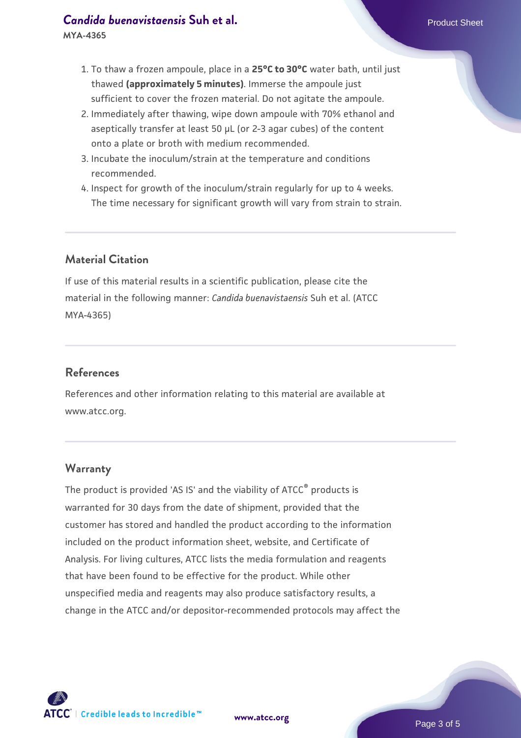1. To thaw a frozen ampoule, place in a **25°C to 30°C** water bath, until just thawed **(approximately 5 minutes)**. Immerse the ampoule just sufficient to cover the frozen material. Do not agitate the ampoule.
2. Immediately after thawing, wipe down ampoule with 70% ethanol and aseptically transfer at least 50 µL (or 2-3 agar cubes) of the content onto a plate or broth with medium recommended.
3. Incubate the inoculum/strain at the temperature and conditions recommended.
4. Inspect for growth of the inoculum/strain regularly for up to 4 weeks. The time necessary for significant growth will vary from strain to strain.

## Material Citation

If use of this material results in a scientific publication, please cite the material in the following manner: *Candida buenavistaensis* Suh et al. (ATCC MYA-4365)

## References

References and other information relating to this material are available at www.atcc.org.

## Warranty

The product is provided 'AS IS' and the viability of ATCC® products is warranted for 30 days from the date of shipment, provided that the customer has stored and handled the product according to the information included on the product information sheet, website, and Certificate of Analysis. For living cultures, ATCC lists the media formulation and reagents that have been found to be effective for the product. While other unspecified media and reagents may also produce satisfactory results, a change in the ATCC and/or depositor-recommended protocols may affect the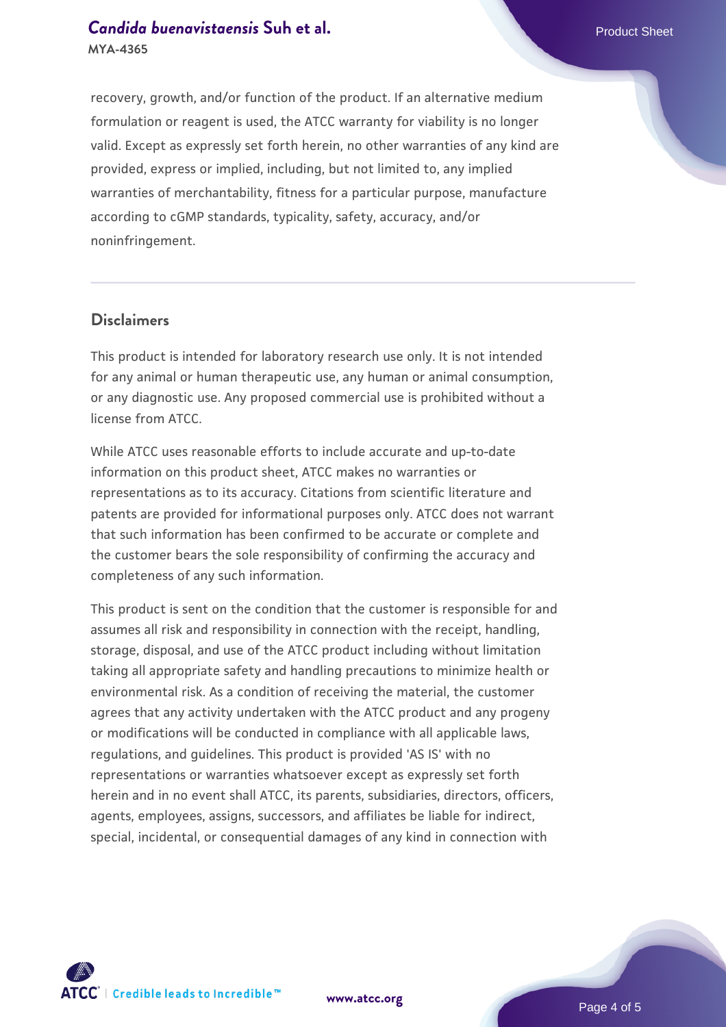recovery, growth, and/or function of the product. If an alternative medium formulation or reagent is used, the ATCC warranty for viability is no longer valid. Except as expressly set forth herein, no other warranties of any kind are provided, express or implied, including, but not limited to, any implied warranties of merchantability, fitness for a particular purpose, manufacture according to cGMP standards, typicality, safety, accuracy, and/or noninfringement.

## Disclaimers

This product is intended for laboratory research use only. It is not intended for any animal or human therapeutic use, any human or animal consumption, or any diagnostic use. Any proposed commercial use is prohibited without a license from ATCC.

While ATCC uses reasonable efforts to include accurate and up-to-date information on this product sheet, ATCC makes no warranties or representations as to its accuracy. Citations from scientific literature and patents are provided for informational purposes only. ATCC does not warrant that such information has been confirmed to be accurate or complete and the customer bears the sole responsibility of confirming the accuracy and completeness of any such information.

This product is sent on the condition that the customer is responsible for and assumes all risk and responsibility in connection with the receipt, handling, storage, disposal, and use of the ATCC product including without limitation taking all appropriate safety and handling precautions to minimize health or environmental risk. As a condition of receiving the material, the customer agrees that any activity undertaken with the ATCC product and any progeny or modifications will be conducted in compliance with all applicable laws, regulations, and guidelines. This product is provided 'AS IS' with no representations or warranties whatsoever except as expressly set forth herein and in no event shall ATCC, its parents, subsidiaries, directors, officers, agents, employees, assigns, successors, and affiliates be liable for indirect, special, incidental, or consequential damages of any kind in connection with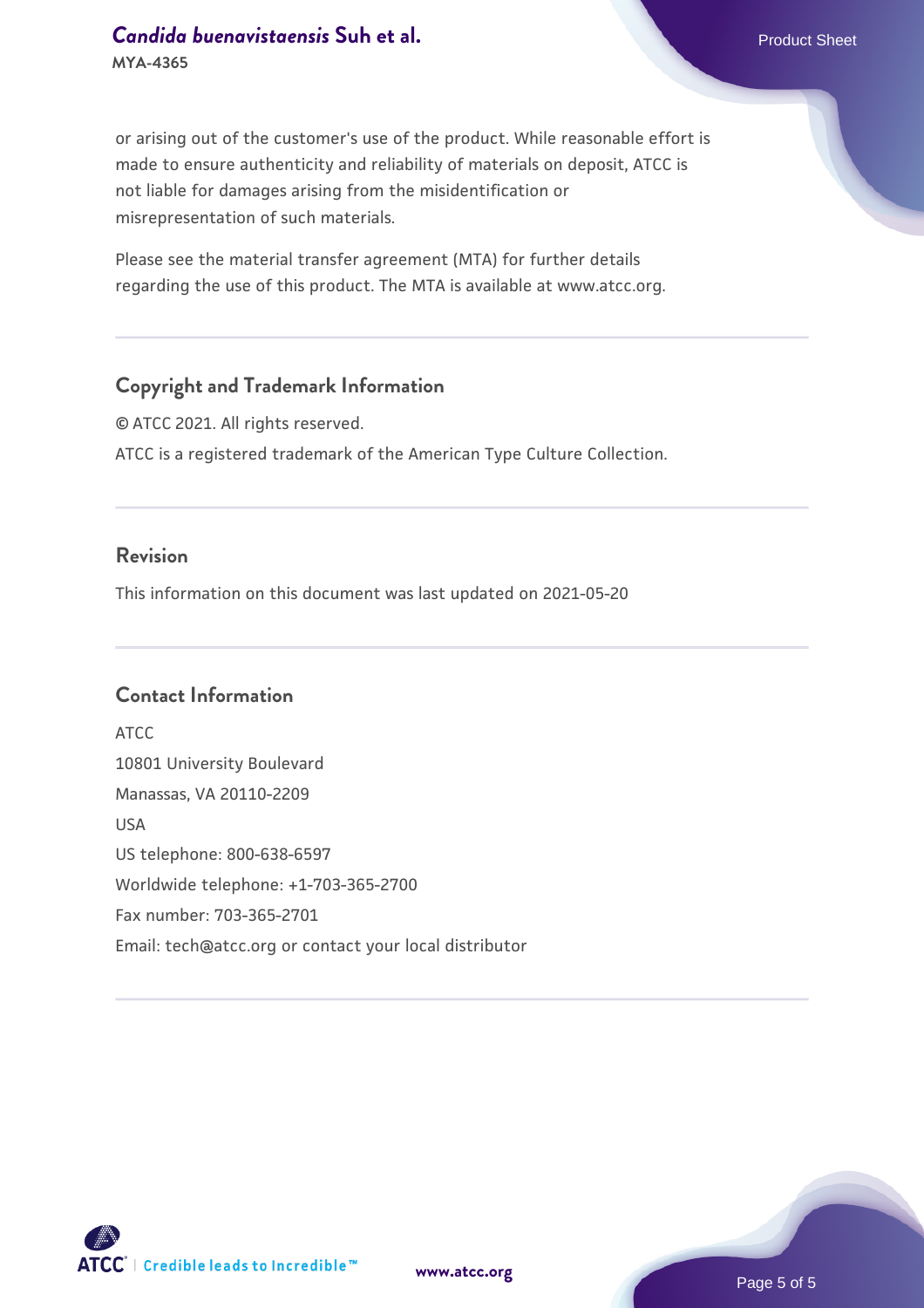or arising out of the customer's use of the product. While reasonable effort is made to ensure authenticity and reliability of materials on deposit, ATCC is not liable for damages arising from the misidentification or misrepresentation of such materials.

Please see the material transfer agreement (MTA) for further details regarding the use of this product. The MTA is available at www.atcc.org.

## Copyright and Trademark Information

© ATCC 2021. All rights reserved.

ATCC is a registered trademark of the American Type Culture Collection.

## Revision

This information on this document was last updated on 2021-05-20

## Contact Information

ATCC
10801 University Boulevard
Manassas, VA 20110-2209
USA
US telephone: 800-638-6597
Worldwide telephone: +1-703-365-2700
Fax number: 703-365-2701
Email: tech@atcc.org or contact your local distributor